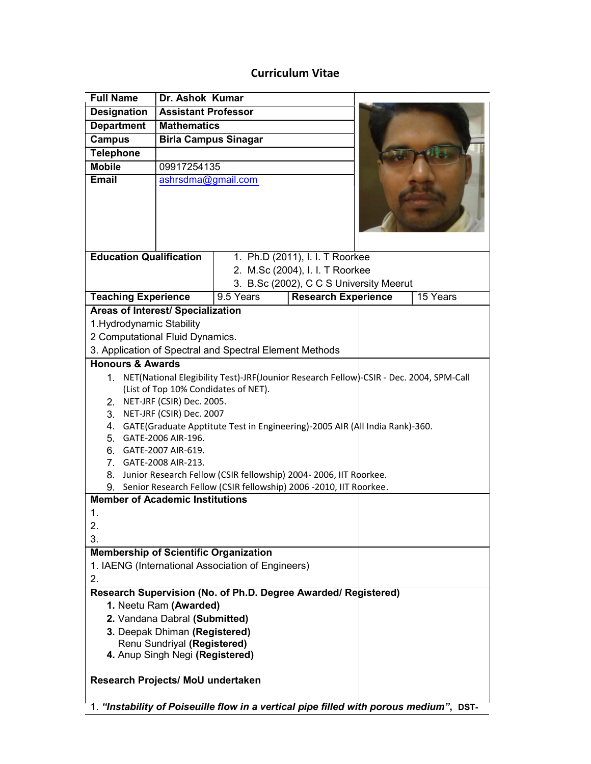# Curriculum Vitae

| Full Name | Dr. Ashok Kumar |
|---|---|
| Designation | Assistant Professor |
| Department | Mathematics |
| Campus | Birla Campus Sinagar |
| Telephone | |
| Mobile | 09917254135 |
| Email | ashrsdma@gmail.com |

| Education Qualification | 1. Ph.D (2011), I. I. T Roorkee<br>2. M.Sc (2004), I. I. T Roorkee<br>3. B.Sc (2002), C C S University Meerut | | |
|---|---|---|---|
| **Teaching Experience** | 9.5 Years | **Research Experience** | 15 Years |

**Areas of Interest/ Specialization**

1.Hydrodynamic Stability
2 Computational Fluid Dynamics.
3. Application of Spectral and Spectral Element Methods

**Honours & Awards**

1. NET(National Elegibility Test)-JRF(Jounior Research Fellow)-CSIR - Dec. 2004, SPM-Call (List of Top 10% Condidates of NET).
2. NET-JRF (CSIR) Dec. 2005.
3. NET-JRF (CSIR) Dec. 2007
4. GATE(Graduate Apptitute Test in Engineering)-2005 AIR (All India Rank)-360.
5. GATE-2006 AIR-196.
6. GATE-2007 AIR-619.
7. GATE-2008 AIR-213.
8. Junior Research Fellow (CSIR fellowship) 2004- 2006, IIT Roorkee.
9. Senior Research Fellow (CSIR fellowship) 2006 -2010, IIT Roorkee.

**Member of Academic Institutions**

1.
2.
3.

**Membership of Scientific Organization**

1. IAENG (International Association of Engineers)
2.

**Research Supervision (No. of Ph.D. Degree Awarded/ Registered)**

1. Neetu Ram **(Awarded)**
2. Vandana Dabral **(Submitted)**
3. Deepak Dhiman **(Registered)**
   Renu Sundriyal **(Registered)**
4. Anup Singh Negi **(Registered)**

**Research Projects/ MoU undertaken**

1. ***"Instability of Poiseuille flow in a vertical pipe filled with porous medium"***, **DST-**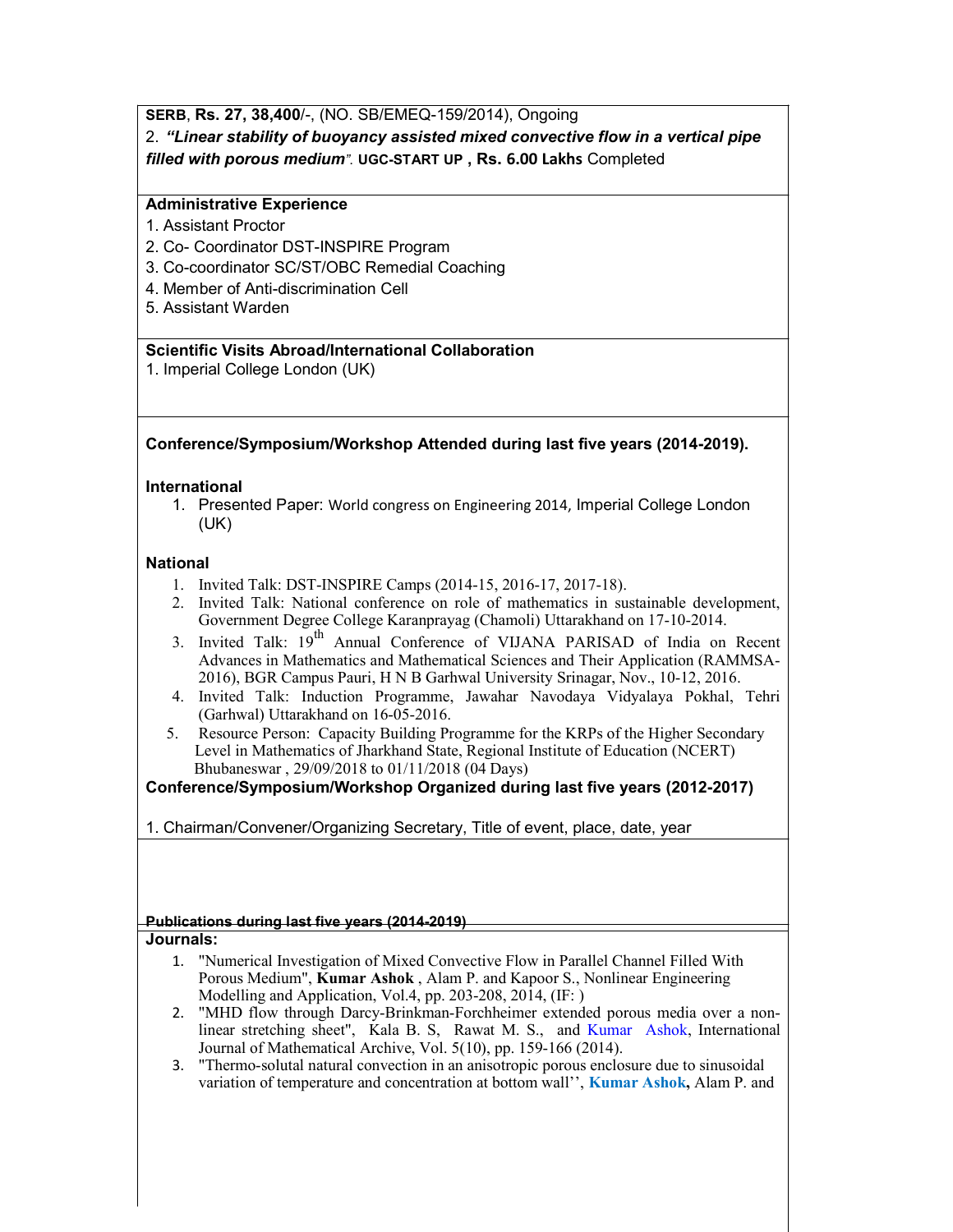**SERB**, **Rs. 27, 38,400**/-, (NO. SB/EMEQ-159/2014), Ongoing

2. ***"Linear stability of buoyancy assisted mixed convective flow in a vertical pipe filled with porous medium"***. **UGC-START UP** , **Rs. 6.00 Lakhs** Completed

**Administrative Experience**

1. Assistant Proctor
2. Co- Coordinator DST-INSPIRE Program
3. Co-coordinator SC/ST/OBC Remedial Coaching
4. Member of Anti-discrimination Cell
5. Assistant Warden

**Scientific Visits Abroad/International Collaboration**

1. Imperial College London (UK)

**Conference/Symposium/Workshop Attended during last five years (2014-2019).**

**International**

1. Presented Paper: World congress on Engineering 2014, Imperial College London (UK)

**National**

1. Invited Talk: DST-INSPIRE Camps (2014-15, 2016-17, 2017-18).
2. Invited Talk: National conference on role of mathematics in sustainable development, Government Degree College Karanprayag (Chamoli) Uttarakhand on 17-10-2014.
3. Invited Talk: 19th Annual Conference of VIJANA PARISAD of India on Recent Advances in Mathematics and Mathematical Sciences and Their Application (RAMMSA-2016), BGR Campus Pauri, H N B Garhwal University Srinagar, Nov., 10-12, 2016.
4. Invited Talk: Induction Programme, Jawahar Navodaya Vidyalaya Pokhal, Tehri (Garhwal) Uttarakhand on 16-05-2016.
5. Resource Person: Capacity Building Programme for the KRPs of the Higher Secondary Level in Mathematics of Jharkhand State, Regional Institute of Education (NCERT) Bhubaneswar , 29/09/2018 to 01/11/2018 (04 Days)

**Conference/Symposium/Workshop Organized during last five years (2012-2017)**

1. Chairman/Convener/Organizing Secretary, Title of event, place, date, year

**Publications during last five years (2014-2019)**

**Journals:**

1. "Numerical Investigation of Mixed Convective Flow in Parallel Channel Filled With Porous Medium", **Kumar Ashok** , Alam P. and Kapoor S., Nonlinear Engineering Modelling and Application, Vol.4, pp. 203-208, 2014, (IF: )
2. "MHD flow through Darcy-Brinkman-Forchheimer extended porous media over a non-linear stretching sheet", Kala B. S, Rawat M. S., and Kumar Ashok, International Journal of Mathematical Archive, Vol. 5(10), pp. 159-166 (2014).
3. "Thermo-solutal natural convection in an anisotropic porous enclosure due to sinusoidal variation of temperature and concentration at bottom wall'', **Kumar Ashok,** Alam P. and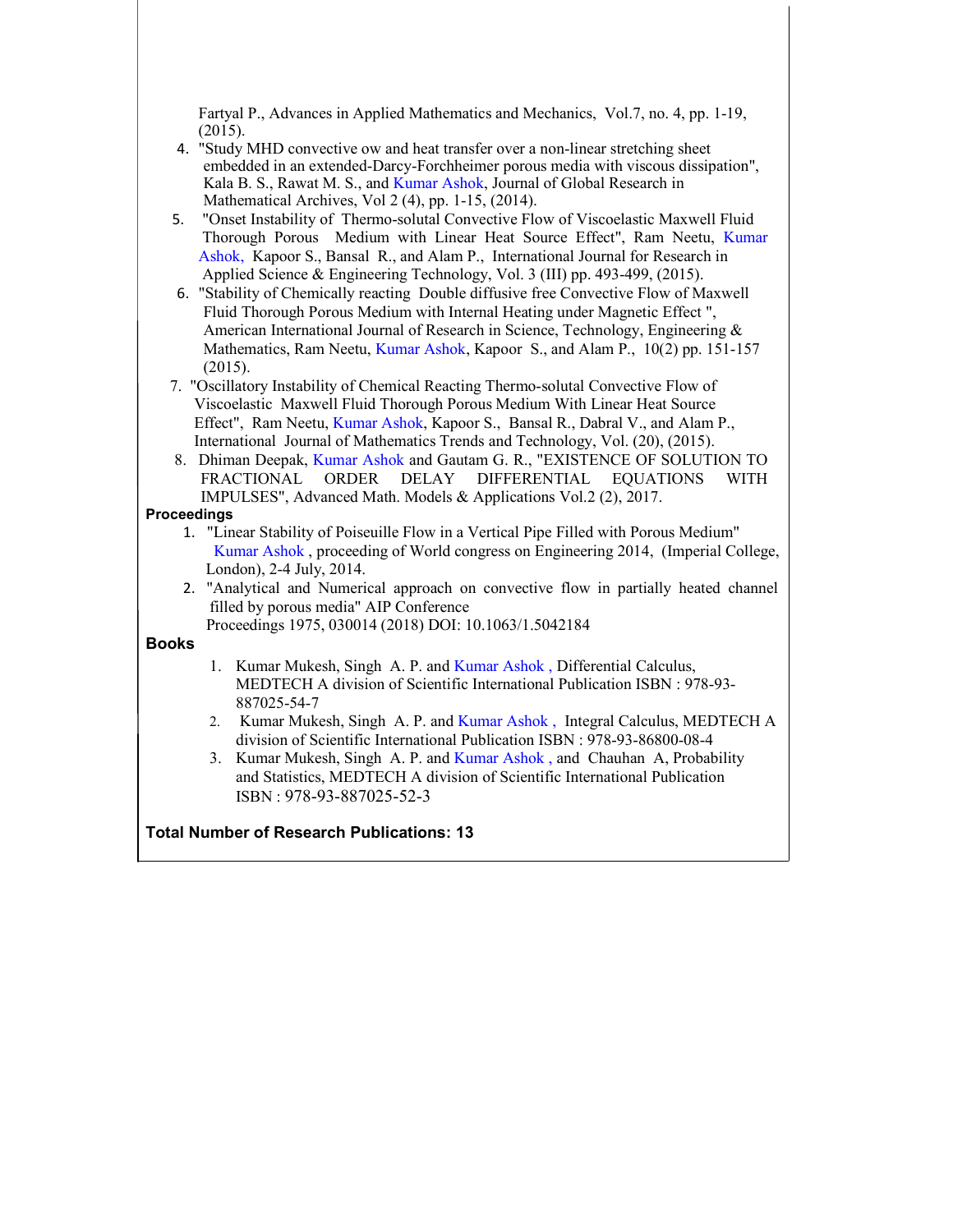Fartyal P., Advances in Applied Mathematics and Mechanics, Vol.7, no. 4, pp. 1-19, (2015).

4. "Study MHD convective ow and heat transfer over a non-linear stretching sheet embedded in an extended-Darcy-Forchheimer porous media with viscous dissipation", Kala B. S., Rawat M. S., and Kumar Ashok, Journal of Global Research in Mathematical Archives, Vol 2 (4), pp. 1-15, (2014).
5. "Onset Instability of Thermo-solutal Convective Flow of Viscoelastic Maxwell Fluid Thorough Porous Medium with Linear Heat Source Effect", Ram Neetu, Kumar Ashok, Kapoor S., Bansal R., and Alam P., International Journal for Research in Applied Science & Engineering Technology, Vol. 3 (III) pp. 493-499, (2015).
6. "Stability of Chemically reacting Double diffusive free Convective Flow of Maxwell Fluid Thorough Porous Medium with Internal Heating under Magnetic Effect ", American International Journal of Research in Science, Technology, Engineering & Mathematics, Ram Neetu, Kumar Ashok, Kapoor S., and Alam P., 10(2) pp. 151-157 (2015).
7. "Oscillatory Instability of Chemical Reacting Thermo-solutal Convective Flow of Viscoelastic Maxwell Fluid Thorough Porous Medium With Linear Heat Source Effect", Ram Neetu, Kumar Ashok, Kapoor S., Bansal R., Dabral V., and Alam P., International Journal of Mathematics Trends and Technology, Vol. (20), (2015).
8. Dhiman Deepak, Kumar Ashok and Gautam G. R., "EXISTENCE OF SOLUTION TO FRACTIONAL ORDER DELAY DIFFERENTIAL EQUATIONS WITH IMPULSES", Advanced Math. Models & Applications Vol.2 (2), 2017.

**Proceedings**

1. "Linear Stability of Poiseuille Flow in a Vertical Pipe Filled with Porous Medium" Kumar Ashok , proceeding of World congress on Engineering 2014, (Imperial College, London), 2-4 July, 2014.
2. "Analytical and Numerical approach on convective flow in partially heated channel filled by porous media" AIP Conference Proceedings 1975, 030014 (2018) DOI: 10.1063/1.5042184

**Books**

1. Kumar Mukesh, Singh A. P. and Kumar Ashok , Differential Calculus, MEDTECH A division of Scientific International Publication ISBN : 978-93-887025-54-7
2. Kumar Mukesh, Singh A. P. and Kumar Ashok , Integral Calculus, MEDTECH A division of Scientific International Publication ISBN : 978-93-86800-08-4
3. Kumar Mukesh, Singh A. P. and Kumar Ashok , and Chauhan A, Probability and Statistics, MEDTECH A division of Scientific International Publication ISBN : 978-93-887025-52-3

**Total Number of Research Publications: 13**